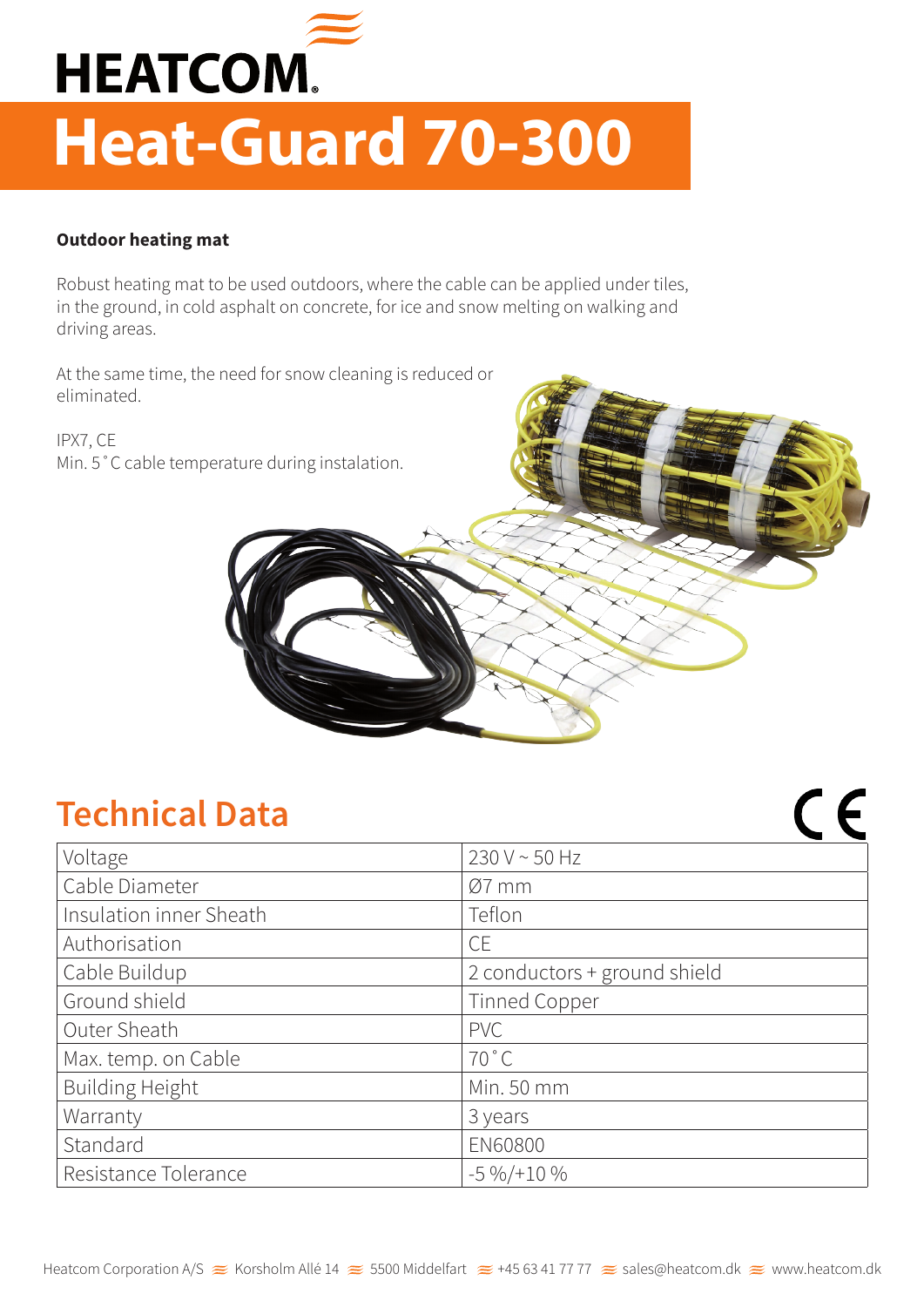# HEATCOM

# Heat-Guard 70-300

**Outdoor heating mat**

Robust heating mat to be used outdoors, where the cable can be applied under tiles, in the ground, in cold asphalt on concrete, for ice and snow melting on walking and driving areas.

At the same time, the need for snow cleaning is reduced or eliminated.

IPX7, CE
Min. 5˚C cable temperature during instalation.

## Technical Data

| Voltage | 230 V ~ 50 Hz |
|---|---|
| Cable Diameter | Ø7 mm |
| Insulation inner Sheath | Teflon |
| Authorisation | CE |
| Cable Buildup | 2 conductors + ground shield |
| Ground shield | Tinned Copper |
| Outer Sheath | PVC |
| Max. temp. on Cable | 70˚C |
| Building Height | Min. 50 mm |
| Warranty | 3 years |
| Standard | EN60800 |
| Resistance Tolerance | -5 %/+10 % |

Heatcom Corporation A/S ≋ Korsholm Allé 14 ≋ 5500 Middelfart ≋ +45 63 41 77 77 ≋ sales@heatcom.dk ≋ www.heatcom.dk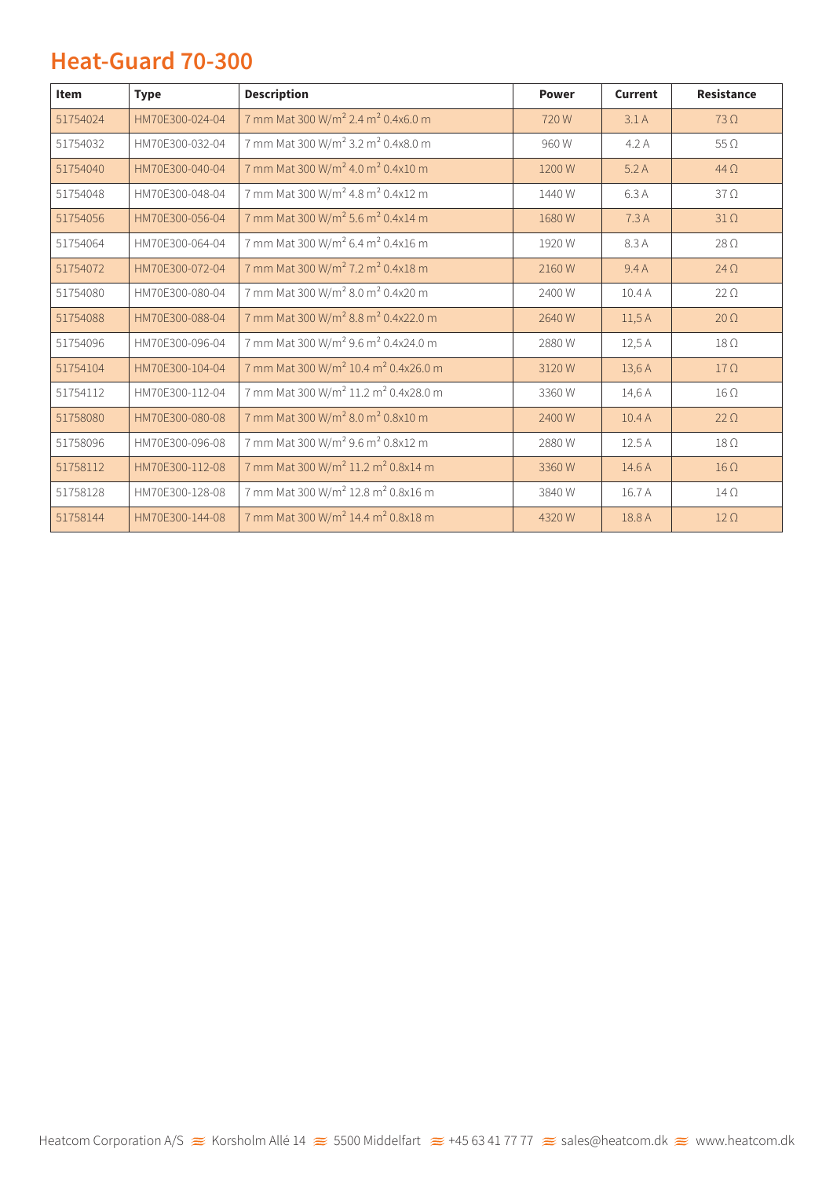## Heat-Guard 70-300

| Item | Type | Description | Power | Current | Resistance |
|---|---|---|---|---|---|
| 51754024 | HM70E300-024-04 | 7 mm Mat 300 W/m² 2.4 m² 0.4x6.0 m | 720 W | 3.1 A | 73 Ω |
| 51754032 | HM70E300-032-04 | 7 mm Mat 300 W/m² 3.2 m² 0.4x8.0 m | 960 W | 4.2 A | 55 Ω |
| 51754040 | HM70E300-040-04 | 7 mm Mat 300 W/m² 4.0 m² 0.4x10 m | 1200 W | 5.2 A | 44 Ω |
| 51754048 | HM70E300-048-04 | 7 mm Mat 300 W/m² 4.8 m² 0.4x12 m | 1440 W | 6.3 A | 37 Ω |
| 51754056 | HM70E300-056-04 | 7 mm Mat 300 W/m² 5.6 m² 0.4x14 m | 1680 W | 7.3 A | 31 Ω |
| 51754064 | HM70E300-064-04 | 7 mm Mat 300 W/m² 6.4 m² 0.4x16 m | 1920 W | 8.3 A | 28 Ω |
| 51754072 | HM70E300-072-04 | 7 mm Mat 300 W/m² 7.2 m² 0.4x18 m | 2160 W | 9.4 A | 24 Ω |
| 51754080 | HM70E300-080-04 | 7 mm Mat 300 W/m² 8.0 m² 0.4x20 m | 2400 W | 10.4 A | 22 Ω |
| 51754088 | HM70E300-088-04 | 7 mm Mat 300 W/m² 8.8 m² 0.4x22.0 m | 2640 W | 11,5 A | 20 Ω |
| 51754096 | HM70E300-096-04 | 7 mm Mat 300 W/m² 9.6 m² 0.4x24.0 m | 2880 W | 12,5 A | 18 Ω |
| 51754104 | HM70E300-104-04 | 7 mm Mat 300 W/m² 10.4 m² 0.4x26.0 m | 3120 W | 13,6 A | 17 Ω |
| 51754112 | HM70E300-112-04 | 7 mm Mat 300 W/m² 11.2 m² 0.4x28.0 m | 3360 W | 14,6 A | 16 Ω |
| 51758080 | HM70E300-080-08 | 7 mm Mat 300 W/m² 8.0 m² 0.8x10 m | 2400 W | 10.4 A | 22 Ω |
| 51758096 | HM70E300-096-08 | 7 mm Mat 300 W/m² 9.6 m² 0.8x12 m | 2880 W | 12.5 A | 18 Ω |
| 51758112 | HM70E300-112-08 | 7 mm Mat 300 W/m² 11.2 m² 0.8x14 m | 3360 W | 14.6 A | 16 Ω |
| 51758128 | HM70E300-128-08 | 7 mm Mat 300 W/m² 12.8 m² 0.8x16 m | 3840 W | 16.7 A | 14 Ω |
| 51758144 | HM70E300-144-08 | 7 mm Mat 300 W/m² 14.4 m² 0.8x18 m | 4320 W | 18.8 A | 12 Ω |

Heatcom Corporation A/S ≈ Korsholm Allé 14 ≈ 5500 Middelfart ≈ +45 63 41 77 77 ≈ sales@heatcom.dk ≈ www.heatcom.dk